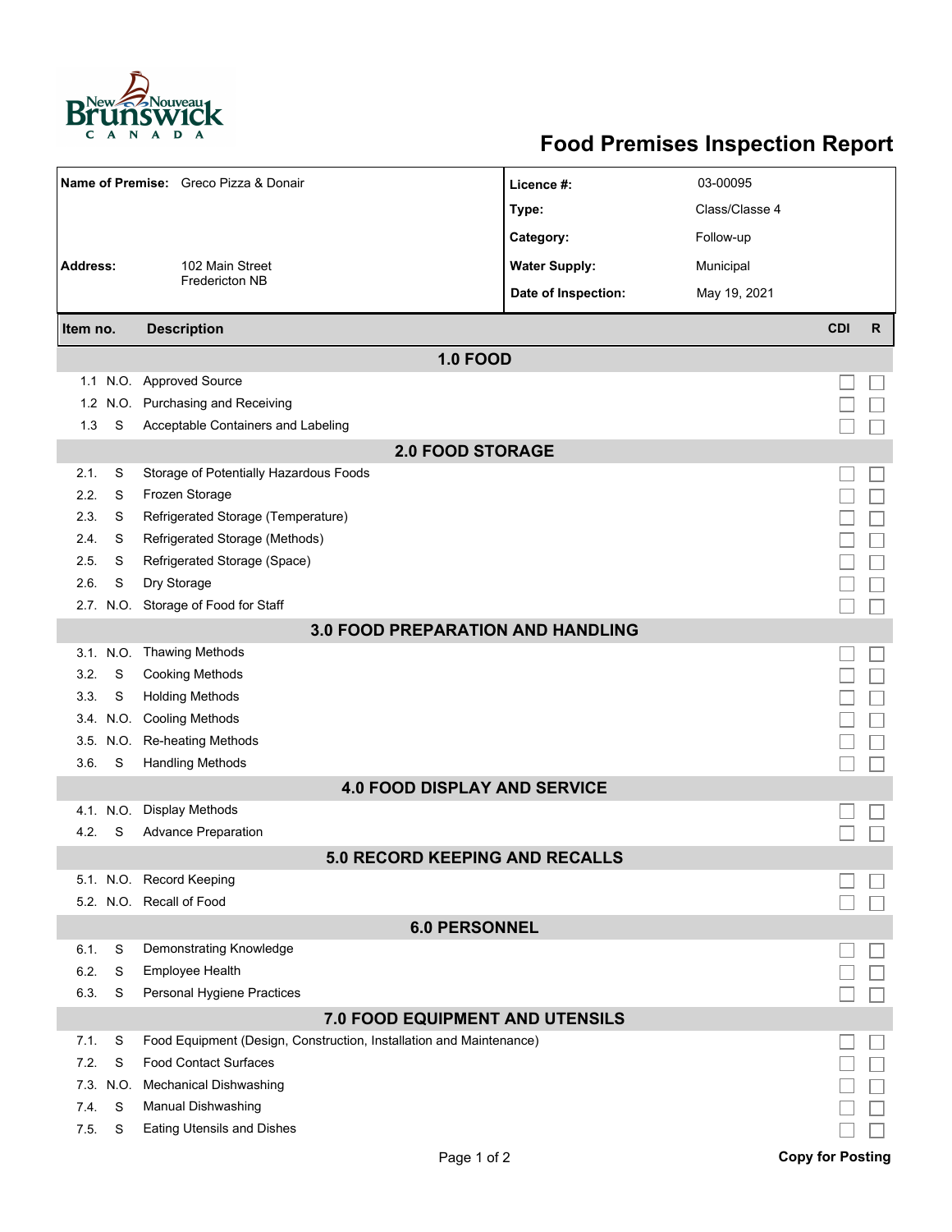# Food Premises Inspection Report

| | | | |
|---|---|---|---|
| **Name of Premise:** | Greco Pizza & Donair | **Licence #:** | 03-00095 |
| | | **Type:** | Class/Classe 4 |
| | | **Category:** | Follow-up |
| **Address:** | 102 Main Street<br>Fredericton NB | **Water Supply:** | Municipal |
| | | **Date of Inspection:** | May 19, 2021 |

| Item no. | | Description | CDI | R |
|---|---|---|---|---|
| **1.0 FOOD** | | | | |
| 1.1 | N.O. | Approved Source | ☐ | ☐ |
| 1.2 | N.O. | Purchasing and Receiving | ☐ | ☐ |
| 1.3 | S | Acceptable Containers and Labeling | ☐ | ☐ |
| **2.0 FOOD STORAGE** | | | | |
| 2.1. | S | Storage of Potentially Hazardous Foods | ☐ | ☐ |
| 2.2. | S | Frozen Storage | ☐ | ☐ |
| 2.3. | S | Refrigerated Storage (Temperature) | ☐ | ☐ |
| 2.4. | S | Refrigerated Storage (Methods) | ☐ | ☐ |
| 2.5. | S | Refrigerated Storage (Space) | ☐ | ☐ |
| 2.6. | S | Dry Storage | ☐ | ☐ |
| 2.7. | N.O. | Storage of Food for Staff | ☐ | ☐ |
| **3.0 FOOD PREPARATION AND HANDLING** | | | | |
| 3.1. | N.O. | Thawing Methods | ☐ | ☐ |
| 3.2. | S | Cooking Methods | ☐ | ☐ |
| 3.3. | S | Holding Methods | ☐ | ☐ |
| 3.4. | N.O. | Cooling Methods | ☐ | ☐ |
| 3.5. | N.O. | Re-heating Methods | ☐ | ☐ |
| 3.6. | S | Handling Methods | ☐ | ☐ |
| **4.0 FOOD DISPLAY AND SERVICE** | | | | |
| 4.1. | N.O. | Display Methods | ☐ | ☐ |
| 4.2. | S | Advance Preparation | ☐ | ☐ |
| **5.0 RECORD KEEPING AND RECALLS** | | | | |
| 5.1. | N.O. | Record Keeping | ☐ | ☐ |
| 5.2. | N.O. | Recall of Food | ☐ | ☐ |
| **6.0 PERSONNEL** | | | | |
| 6.1. | S | Demonstrating Knowledge | ☐ | ☐ |
| 6.2. | S | Employee Health | ☐ | ☐ |
| 6.3. | S | Personal Hygiene Practices | ☐ | ☐ |
| **7.0 FOOD EQUIPMENT AND UTENSILS** | | | | |
| 7.1. | S | Food Equipment (Design, Construction, Installation and Maintenance) | ☐ | ☐ |
| 7.2. | S | Food Contact Surfaces | ☐ | ☐ |
| 7.3. | N.O. | Mechanical Dishwashing | ☐ | ☐ |
| 7.4. | S | Manual Dishwashing | ☐ | ☐ |
| 7.5. | S | Eating Utensils and Dishes | ☐ | ☐ |

**Copy for Posting**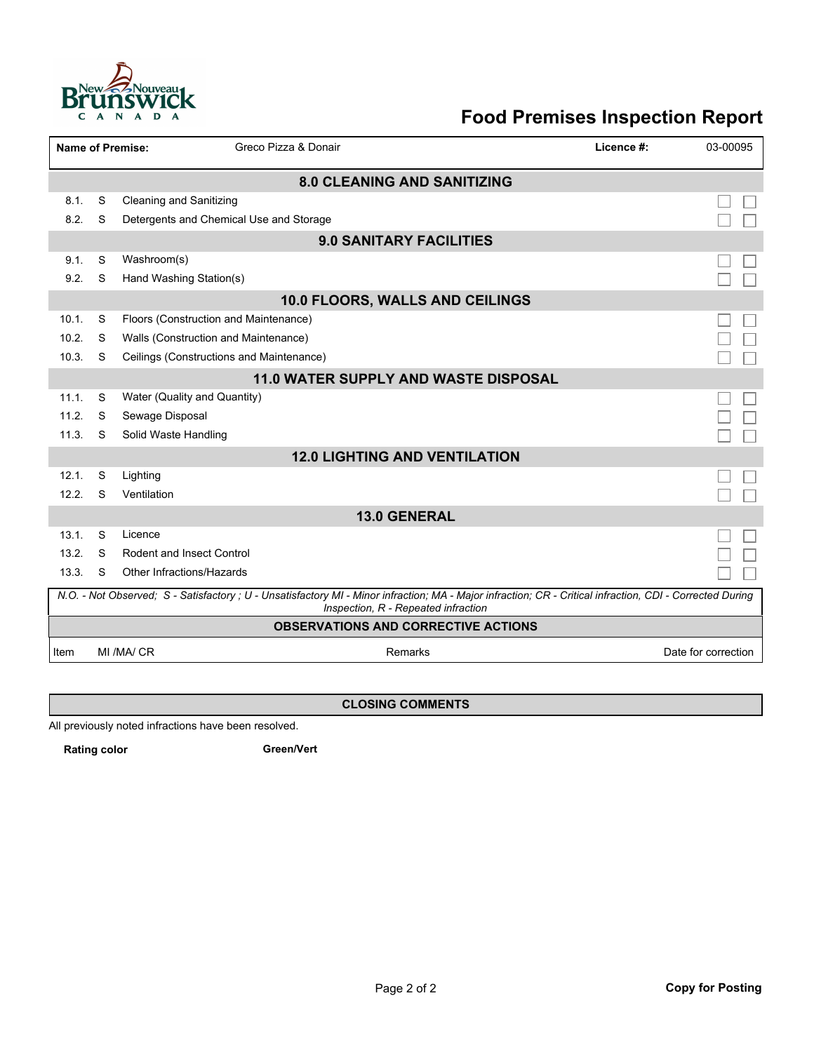# Food Premises Inspection Report

| **Name of Premise:** | Greco Pizza & Donair | **Licence #:** | 03-00095 |
|---|---|---|---|

## 8.0 CLEANING AND SANITIZING

| | | | | |
|---|---|---|---|---|
| 8.1. | S | Cleaning and Sanitizing | ☐ | ☐ |
| 8.2. | S | Detergents and Chemical Use and Storage | ☐ | ☐ |

## 9.0 SANITARY FACILITIES

| | | | | |
|---|---|---|---|---|
| 9.1. | S | Washroom(s) | ☐ | ☐ |
| 9.2. | S | Hand Washing Station(s) | ☐ | ☐ |

## 10.0 FLOORS, WALLS AND CEILINGS

| | | | | |
|---|---|---|---|---|
| 10.1. | S | Floors (Construction and Maintenance) | ☐ | ☐ |
| 10.2. | S | Walls (Construction and Maintenance) | ☐ | ☐ |
| 10.3. | S | Ceilings (Constructions and Maintenance) | ☐ | ☐ |

## 11.0 WATER SUPPLY AND WASTE DISPOSAL

| | | | | |
|---|---|---|---|---|
| 11.1. | S | Water (Quality and Quantity) | ☐ | ☐ |
| 11.2. | S | Sewage Disposal | ☐ | ☐ |
| 11.3. | S | Solid Waste Handling | ☐ | ☐ |

## 12.0 LIGHTING AND VENTILATION

| | | | | |
|---|---|---|---|---|
| 12.1. | S | Lighting | ☐ | ☐ |
| 12.2. | S | Ventilation | ☐ | ☐ |

## 13.0 GENERAL

| | | | | |
|---|---|---|---|---|
| 13.1. | S | Licence | ☐ | ☐ |
| 13.2. | S | Rodent and Insect Control | ☐ | ☐ |
| 13.3. | S | Other Infractions/Hazards | ☐ | ☐ |

*N.O. - Not Observed; S - Satisfactory ; U - Unsatisfactory MI - Minor infraction; MA - Major infraction; CR - Critical infraction, CDI - Corrected During Inspection, R - Repeated infraction*

## OBSERVATIONS AND CORRECTIVE ACTIONS

| Item | MI /MA/ CR | Remarks | Date for correction |
|---|---|---|---|

## CLOSING COMMENTS

All previously noted infractions have been resolved.

**Rating color** **Green/Vert**

**Copy for Posting**